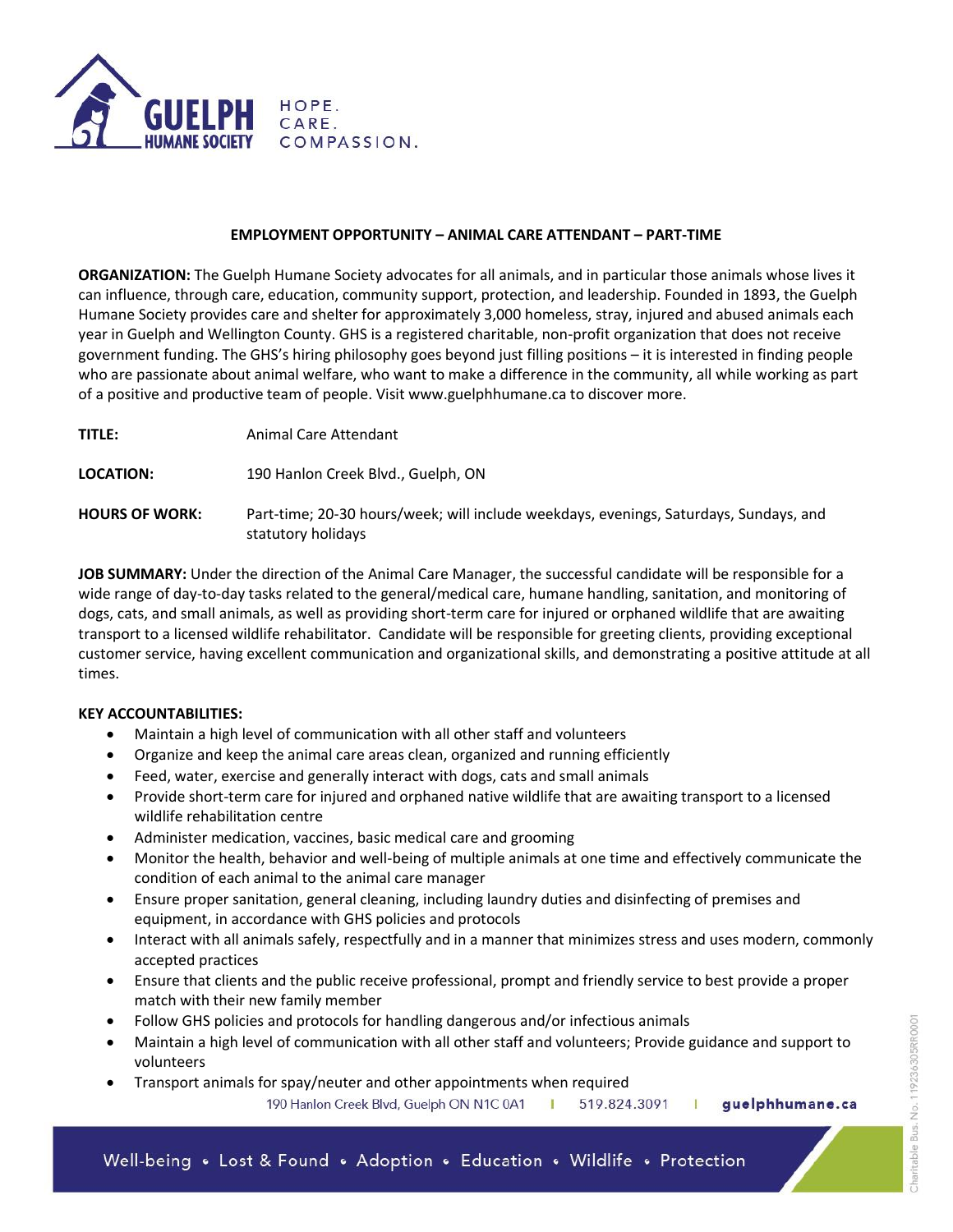# EMPLOYMENT OPPORTUNITY – ANIMAL CARE ATTENDANT – PART-TIME

**ORGANIZATION:** The Guelph Humane Society advocates for all animals, and in particular those animals whose lives it can influence, through care, education, community support, protection, and leadership. Founded in 1893, the Guelph Humane Society provides care and shelter for approximately 3,000 homeless, stray, injured and abused animals each year in Guelph and Wellington County. GHS is a registered charitable, non-profit organization that does not receive government funding. The GHS's hiring philosophy goes beyond just filling positions – it is interested in finding people who are passionate about animal welfare, who want to make a difference in the community, all while working as part of a positive and productive team of people. Visit www.guelphhumane.ca to discover more.

**TITLE:** Animal Care Attendant

**LOCATION:** 190 Hanlon Creek Blvd., Guelph, ON

**HOURS OF WORK:** Part-time; 20-30 hours/week; will include weekdays, evenings, Saturdays, Sundays, and statutory holidays

**JOB SUMMARY:** Under the direction of the Animal Care Manager, the successful candidate will be responsible for a wide range of day-to-day tasks related to the general/medical care, humane handling, sanitation, and monitoring of dogs, cats, and small animals, as well as providing short-term care for injured or orphaned wildlife that are awaiting transport to a licensed wildlife rehabilitator. Candidate will be responsible for greeting clients, providing exceptional customer service, having excellent communication and organizational skills, and demonstrating a positive attitude at all times.

**KEY ACCOUNTABILITIES:**

- Maintain a high level of communication with all other staff and volunteers
- Organize and keep the animal care areas clean, organized and running efficiently
- Feed, water, exercise and generally interact with dogs, cats and small animals
- Provide short-term care for injured and orphaned native wildlife that are awaiting transport to a licensed wildlife rehabilitation centre
- Administer medication, vaccines, basic medical care and grooming
- Monitor the health, behavior and well-being of multiple animals at one time and effectively communicate the condition of each animal to the animal care manager
- Ensure proper sanitation, general cleaning, including laundry duties and disinfecting of premises and equipment, in accordance with GHS policies and protocols
- Interact with all animals safely, respectfully and in a manner that minimizes stress and uses modern, commonly accepted practices
- Ensure that clients and the public receive professional, prompt and friendly service to best provide a proper match with their new family member
- Follow GHS policies and protocols for handling dangerous and/or infectious animals
- Maintain a high level of communication with all other staff and volunteers; Provide guidance and support to volunteers
- Transport animals for spay/neuter and other appointments when required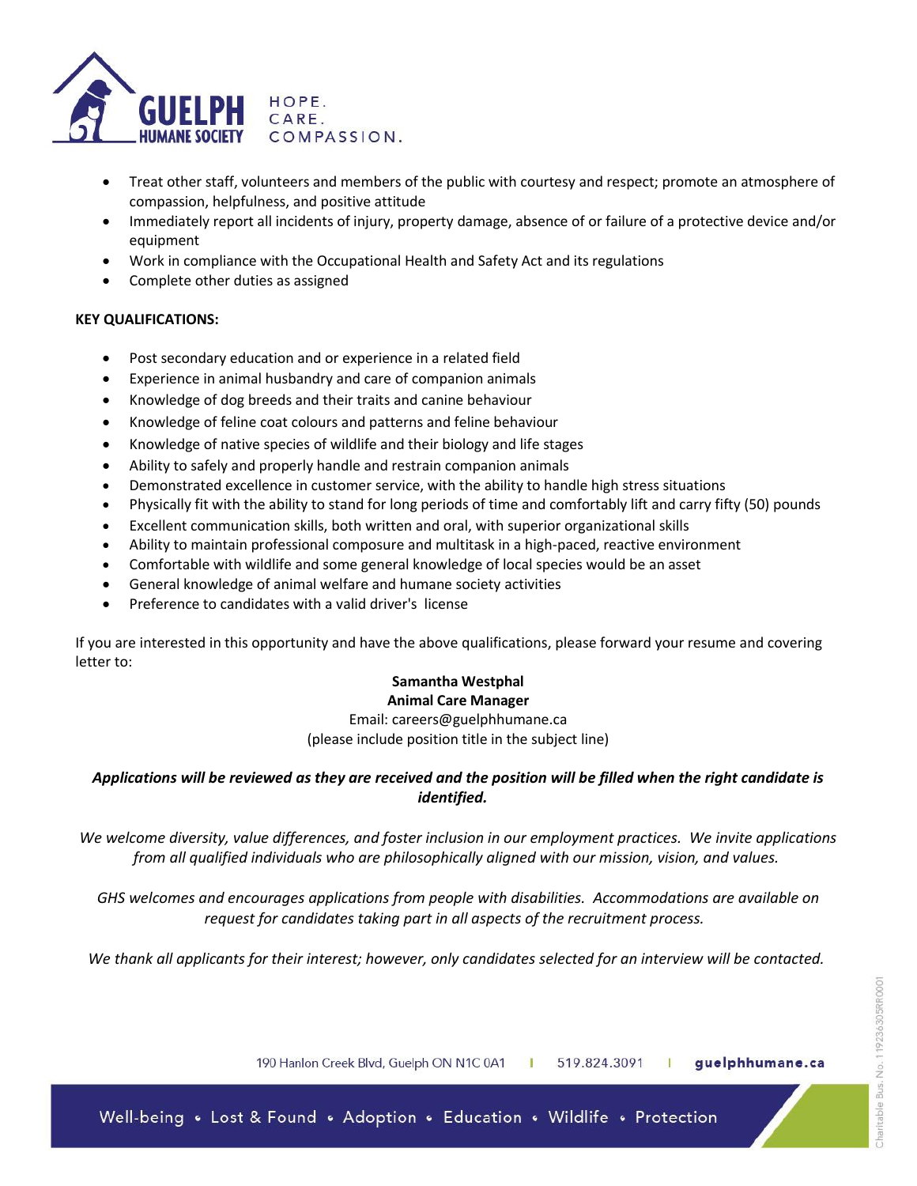- Treat other staff, volunteers and members of the public with courtesy and respect; promote an atmosphere of compassion, helpfulness, and positive attitude
- Immediately report all incidents of injury, property damage, absence of or failure of a protective device and/or equipment
- Work in compliance with the Occupational Health and Safety Act and its regulations
- Complete other duties as assigned

**KEY QUALIFICATIONS:**

- Post secondary education and or experience in a related field
- Experience in animal husbandry and care of companion animals
- Knowledge of dog breeds and their traits and canine behaviour
- Knowledge of feline coat colours and patterns and feline behaviour
- Knowledge of native species of wildlife and their biology and life stages
- Ability to safely and properly handle and restrain companion animals
- Demonstrated excellence in customer service, with the ability to handle high stress situations
- Physically fit with the ability to stand for long periods of time and comfortably lift and carry fifty (50) pounds
- Excellent communication skills, both written and oral, with superior organizational skills
- Ability to maintain professional composure and multitask in a high-paced, reactive environment
- Comfortable with wildlife and some general knowledge of local species would be an asset
- General knowledge of animal welfare and humane society activities
- Preference to candidates with a valid driver's license

If you are interested in this opportunity and have the above qualifications, please forward your resume and covering letter to:

**Samantha Westphal**
**Animal Care Manager**
Email: careers@guelphhumane.ca
(please include position title in the subject line)

***Applications will be reviewed as they are received and the position will be filled when the right candidate is identified.***

*We welcome diversity, value differences, and foster inclusion in our employment practices. We invite applications from all qualified individuals who are philosophically aligned with our mission, vision, and values.*

*GHS welcomes and encourages applications from people with disabilities. Accommodations are available on request for candidates taking part in all aspects of the recruitment process.*

*We thank all applicants for their interest; however, only candidates selected for an interview will be contacted.*